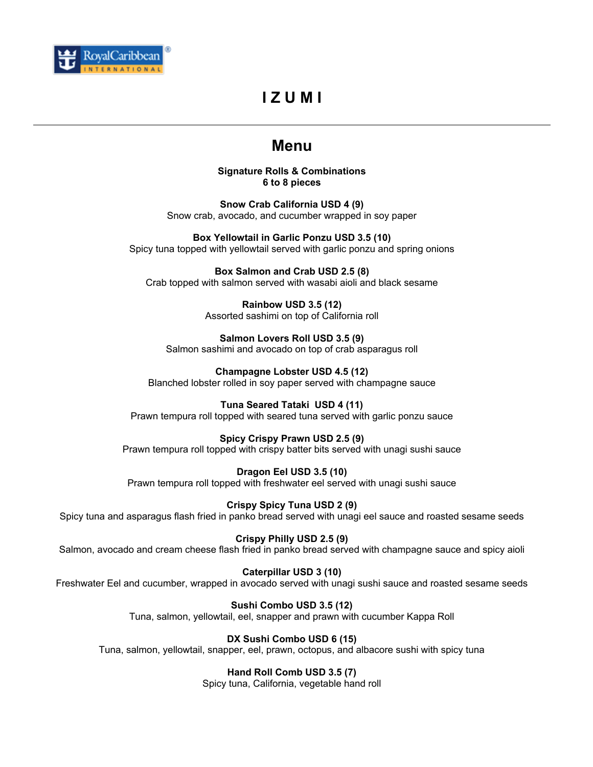# IZUMI

## Menu

**Signature Rolls & Combinations**
**6 to 8 pieces**

**Snow Crab California USD 4 (9)**
Snow crab, avocado, and cucumber wrapped in soy paper

**Box Yellowtail in Garlic Ponzu USD 3.5 (10)**
Spicy tuna topped with yellowtail served with garlic ponzu and spring onions

**Box Salmon and Crab USD 2.5 (8)**
Crab topped with salmon served with wasabi aioli and black sesame

**Rainbow USD 3.5 (12)**
Assorted sashimi on top of California roll

**Salmon Lovers Roll USD 3.5 (9)**
Salmon sashimi and avocado on top of crab asparagus roll

**Champagne Lobster USD 4.5 (12)**
Blanched lobster rolled in soy paper served with champagne sauce

**Tuna Seared Tataki USD 4 (11)**
Prawn tempura roll topped with seared tuna served with garlic ponzu sauce

**Spicy Crispy Prawn USD 2.5 (9)**
Prawn tempura roll topped with crispy batter bits served with unagi sushi sauce

**Dragon Eel USD 3.5 (10)**
Prawn tempura roll topped with freshwater eel served with unagi sushi sauce

**Crispy Spicy Tuna USD 2 (9)**
Spicy tuna and asparagus flash fried in panko bread served with unagi eel sauce and roasted sesame seeds

**Crispy Philly USD 2.5 (9)**
Salmon, avocado and cream cheese flash fried in panko bread served with champagne sauce and spicy aioli

**Caterpillar USD 3 (10)**
Freshwater Eel and cucumber, wrapped in avocado served with unagi sushi sauce and roasted sesame seeds

**Sushi Combo USD 3.5 (12)**
Tuna, salmon, yellowtail, eel, snapper and prawn with cucumber Kappa Roll

**DX Sushi Combo USD 6 (15)**
Tuna, salmon, yellowtail, snapper, eel, prawn, octopus, and albacore sushi with spicy tuna

**Hand Roll Comb USD 3.5 (7)**
Spicy tuna, California, vegetable hand roll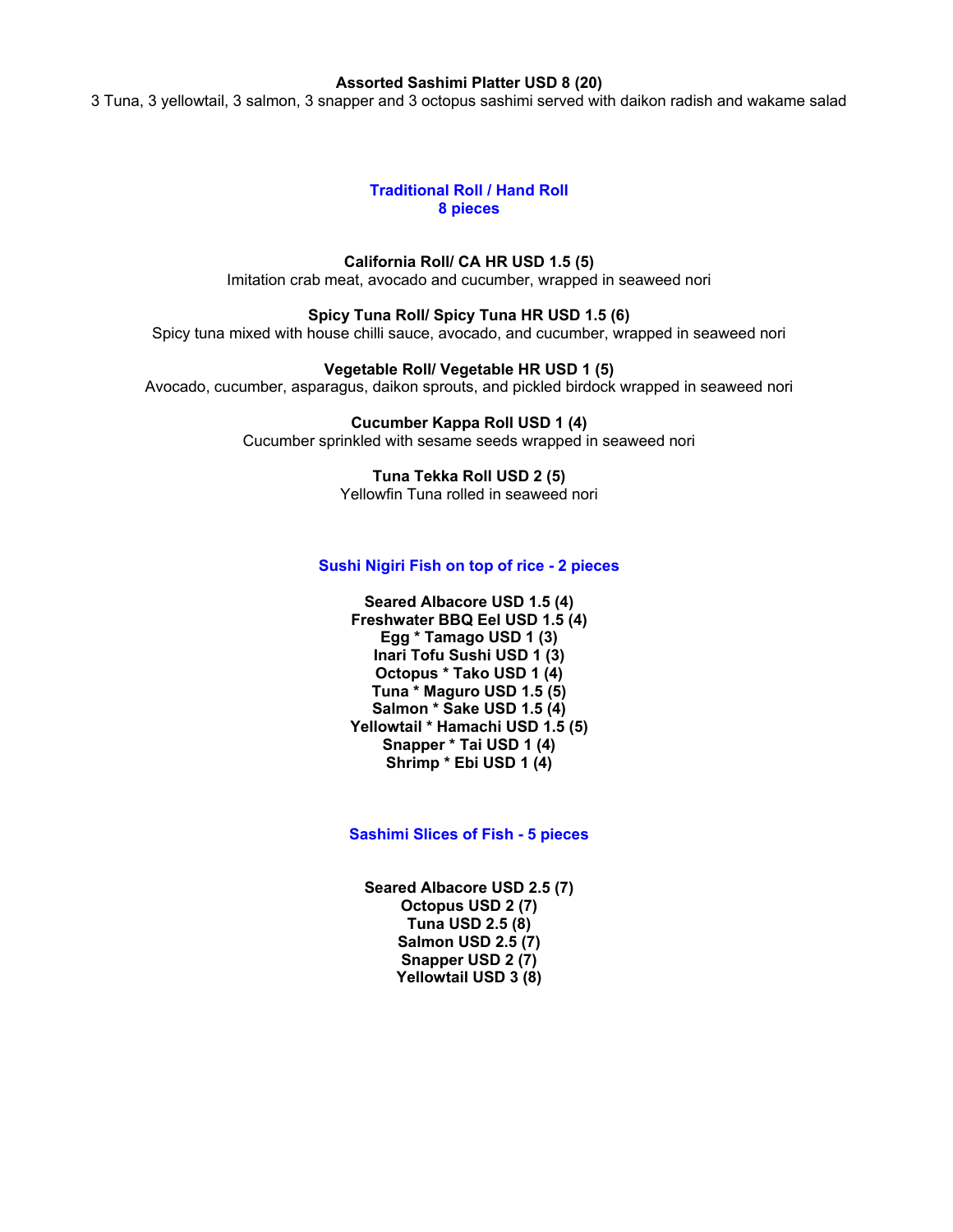**Assorted Sashimi Platter USD 8 (20)**
3 Tuna, 3 yellowtail, 3 salmon, 3 snapper and 3 octopus sashimi served with daikon radish and wakame salad

## Traditional Roll / Hand Roll
### 8 pieces

**California Roll/ CA HR USD 1.5 (5)**
Imitation crab meat, avocado and cucumber, wrapped in seaweed nori

**Spicy Tuna Roll/ Spicy Tuna HR USD 1.5 (6)**
Spicy tuna mixed with house chilli sauce, avocado, and cucumber, wrapped in seaweed nori

**Vegetable Roll/ Vegetable HR USD 1 (5)**
Avocado, cucumber, asparagus, daikon sprouts, and pickled birdock wrapped in seaweed nori

**Cucumber Kappa Roll USD 1 (4)**
Cucumber sprinkled with sesame seeds wrapped in seaweed nori

**Tuna Tekka Roll USD 2 (5)**
Yellowfin Tuna rolled in seaweed nori

## Sushi Nigiri Fish on top of rice - 2 pieces

**Seared Albacore USD 1.5 (4)**
**Freshwater BBQ Eel USD 1.5 (4)**
**Egg * Tamago USD 1 (3)**
**Inari Tofu Sushi USD 1 (3)**
**Octopus * Tako USD 1 (4)**
**Tuna * Maguro USD 1.5 (5)**
**Salmon * Sake USD 1.5 (4)**
**Yellowtail * Hamachi USD 1.5 (5)**
**Snapper * Tai USD 1 (4)**
**Shrimp * Ebi USD 1 (4)**

## Sashimi Slices of Fish - 5 pieces

**Seared Albacore USD 2.5 (7)**
**Octopus USD 2 (7)**
**Tuna USD 2.5 (8)**
**Salmon USD 2.5 (7)**
**Snapper USD 2 (7)**
**Yellowtail USD 3 (8)**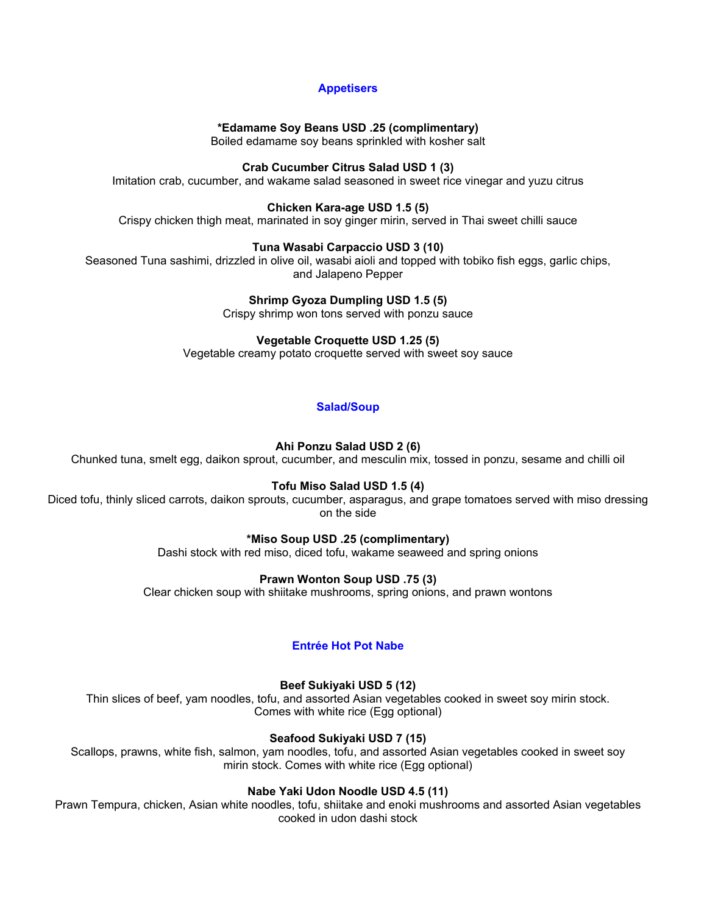## Appetisers

**\*Edamame Soy Beans USD .25 (complimentary)**
Boiled edamame soy beans sprinkled with kosher salt

**Crab Cucumber Citrus Salad USD 1 (3)**
Imitation crab, cucumber, and wakame salad seasoned in sweet rice vinegar and yuzu citrus

**Chicken Kara-age USD 1.5 (5)**
Crispy chicken thigh meat, marinated in soy ginger mirin, served in Thai sweet chilli sauce

**Tuna Wasabi Carpaccio USD 3 (10)**
Seasoned Tuna sashimi, drizzled in olive oil, wasabi aioli and topped with tobiko fish eggs, garlic chips, and Jalapeno Pepper

**Shrimp Gyoza Dumpling USD 1.5 (5)**
Crispy shrimp won tons served with ponzu sauce

**Vegetable Croquette USD 1.25 (5)**
Vegetable creamy potato croquette served with sweet soy sauce

## Salad/Soup

**Ahi Ponzu Salad USD 2 (6)**
Chunked tuna, smelt egg, daikon sprout, cucumber, and mesculin mix, tossed in ponzu, sesame and chilli oil

**Tofu Miso Salad USD 1.5 (4)**
Diced tofu, thinly sliced carrots, daikon sprouts, cucumber, asparagus, and grape tomatoes served with miso dressing on the side

**\*Miso Soup USD .25 (complimentary)**
Dashi stock with red miso, diced tofu, wakame seaweed and spring onions

**Prawn Wonton Soup USD .75 (3)**
Clear chicken soup with shiitake mushrooms, spring onions, and prawn wontons

## Entrée Hot Pot Nabe

**Beef Sukiyaki USD 5 (12)**
Thin slices of beef, yam noodles, tofu, and assorted Asian vegetables cooked in sweet soy mirin stock. Comes with white rice (Egg optional)

**Seafood Sukiyaki USD 7 (15)**
Scallops, prawns, white fish, salmon, yam noodles, tofu, and assorted Asian vegetables cooked in sweet soy mirin stock. Comes with white rice (Egg optional)

**Nabe Yaki Udon Noodle USD 4.5 (11)**
Prawn Tempura, chicken, Asian white noodles, tofu, shiitake and enoki mushrooms and assorted Asian vegetables cooked in udon dashi stock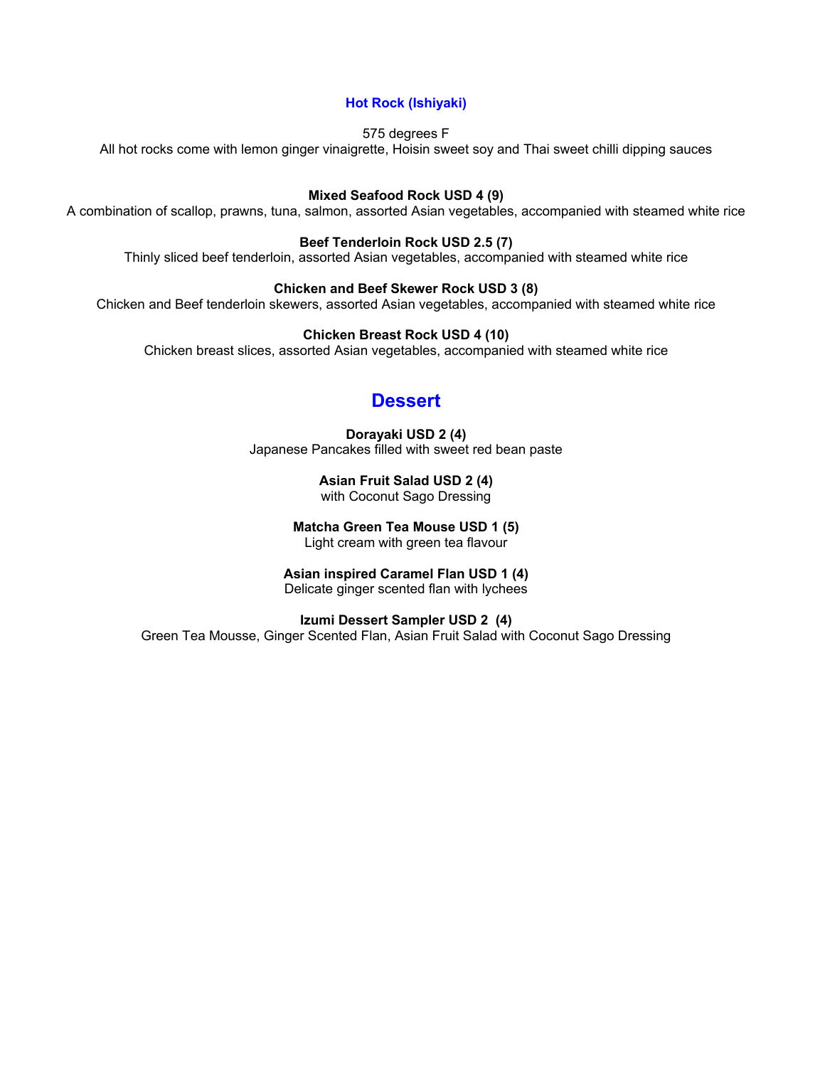### Hot Rock (Ishiyaki)

575 degrees F

All hot rocks come with lemon ginger vinaigrette, Hoisin sweet soy and Thai sweet chilli dipping sauces

**Mixed Seafood Rock USD 4 (9)**
A combination of scallop, prawns, tuna, salmon, assorted Asian vegetables, accompanied with steamed white rice

**Beef Tenderloin Rock USD 2.5 (7)**
Thinly sliced beef tenderloin, assorted Asian vegetables, accompanied with steamed white rice

**Chicken and Beef Skewer Rock USD 3 (8)**
Chicken and Beef tenderloin skewers, assorted Asian vegetables, accompanied with steamed white rice

**Chicken Breast Rock USD 4 (10)**
Chicken breast slices, assorted Asian vegetables, accompanied with steamed white rice

## Dessert

**Dorayaki USD 2 (4)**
Japanese Pancakes filled with sweet red bean paste

**Asian Fruit Salad USD 2 (4)**
with Coconut Sago Dressing

**Matcha Green Tea Mouse USD 1 (5)**
Light cream with green tea flavour

**Asian inspired Caramel Flan USD 1 (4)**
Delicate ginger scented flan with lychees

**Izumi Dessert Sampler USD 2 (4)**
Green Tea Mousse, Ginger Scented Flan, Asian Fruit Salad with Coconut Sago Dressing